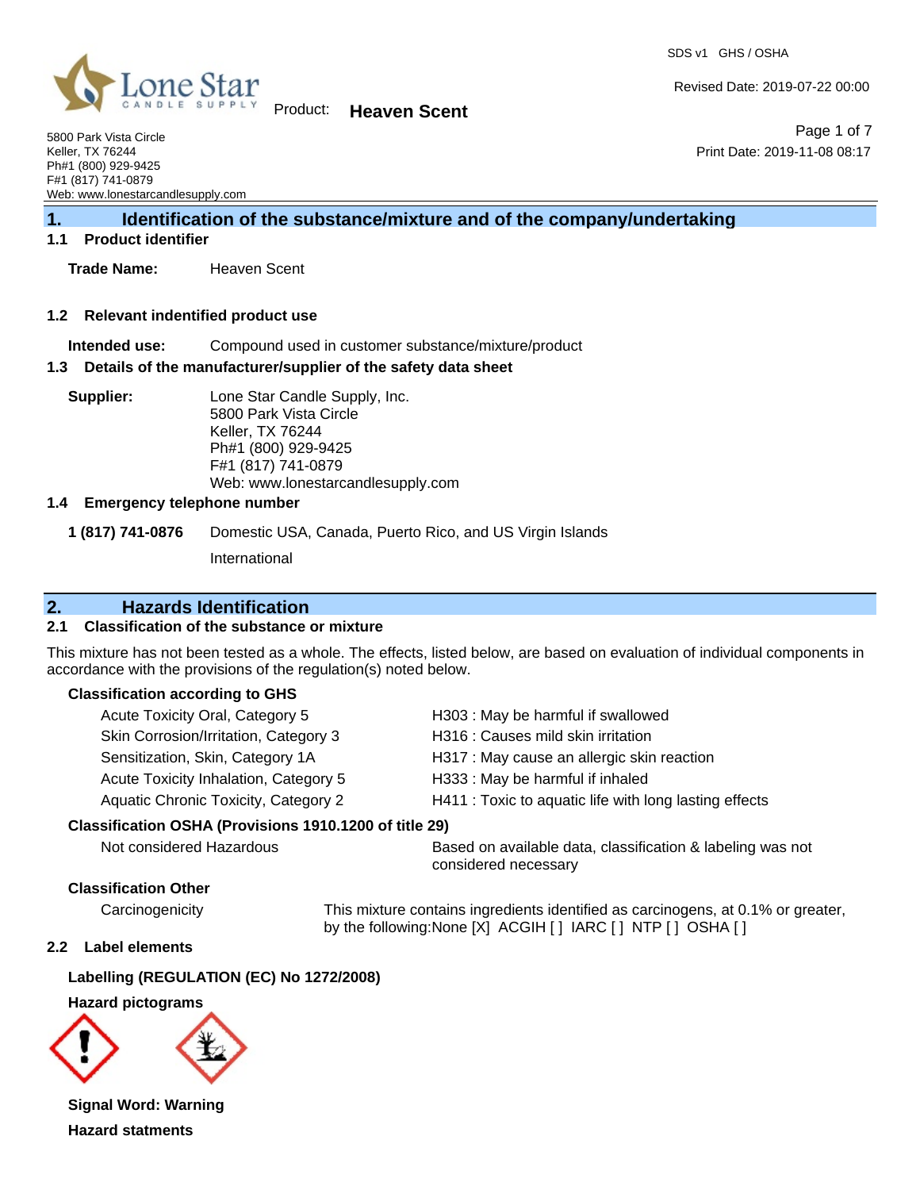Lone Star CANDLE SUPPLY

**Product:** **Heaven Scent**

SDS v1 GHS / OSHA

Revised Date: 2019-07-22 00:00

Print Date: 2019-11-08 08:17

5800 Park Vista Circle
Keller, TX 76244
Ph#1 (800) 929-9425
F#1 (817) 741-0879
Web: www.lonestarcandlesupply.com

## 1. Identification of the substance/mixture and of the company/undertaking

### 1.1 Product identifier

**Trade Name:** Heaven Scent

### 1.2 Relevant indentified product use

**Intended use:** Compound used in customer substance/mixture/product

### 1.3 Details of the manufacturer/supplier of the safety data sheet

**Supplier:**
Lone Star Candle Supply, Inc.
5800 Park Vista Circle
Keller, TX 76244
Ph#1 (800) 929-9425
F#1 (817) 741-0879
Web: www.lonestarcandlesupply.com

### 1.4 Emergency telephone number

**1 (817) 741-0876** Domestic USA, Canada, Puerto Rico, and US Virgin Islands

International

## 2. Hazards Identification

### 2.1 Classification of the substance or mixture

This mixture has not been tested as a whole. The effects, listed below, are based on evaluation of individual components in accordance with the provisions of the regulation(s) noted below.

**Classification according to GHS**

| | |
|---|---|
| Acute Toxicity Oral, Category 5 | H303 : May be harmful if swallowed |
| Skin Corrosion/Irritation, Category 3 | H316 : Causes mild skin irritation |
| Sensitization, Skin, Category 1A | H317 : May cause an allergic skin reaction |
| Acute Toxicity Inhalation, Category 5 | H333 : May be harmful if inhaled |
| Aquatic Chronic Toxicity, Category 2 | H411 : Toxic to aquatic life with long lasting effects |

**Classification OSHA (Provisions 1910.1200 of title 29)**

| | |
|---|---|
| Not considered Hazardous | Based on available data, classification & labeling was not considered necessary |

**Classification Other**

| | |
|---|---|
| Carcinogenicity | This mixture contains ingredients identified as carcinogens, at 0.1% or greater, by the following:None [X] ACGIH [ ] IARC [ ] NTP [ ] OSHA [ ] |

### 2.2 Label elements

**Labelling (REGULATION (EC) No 1272/2008)**

**Hazard pictograms**

**Signal Word: Warning**

**Hazard statments**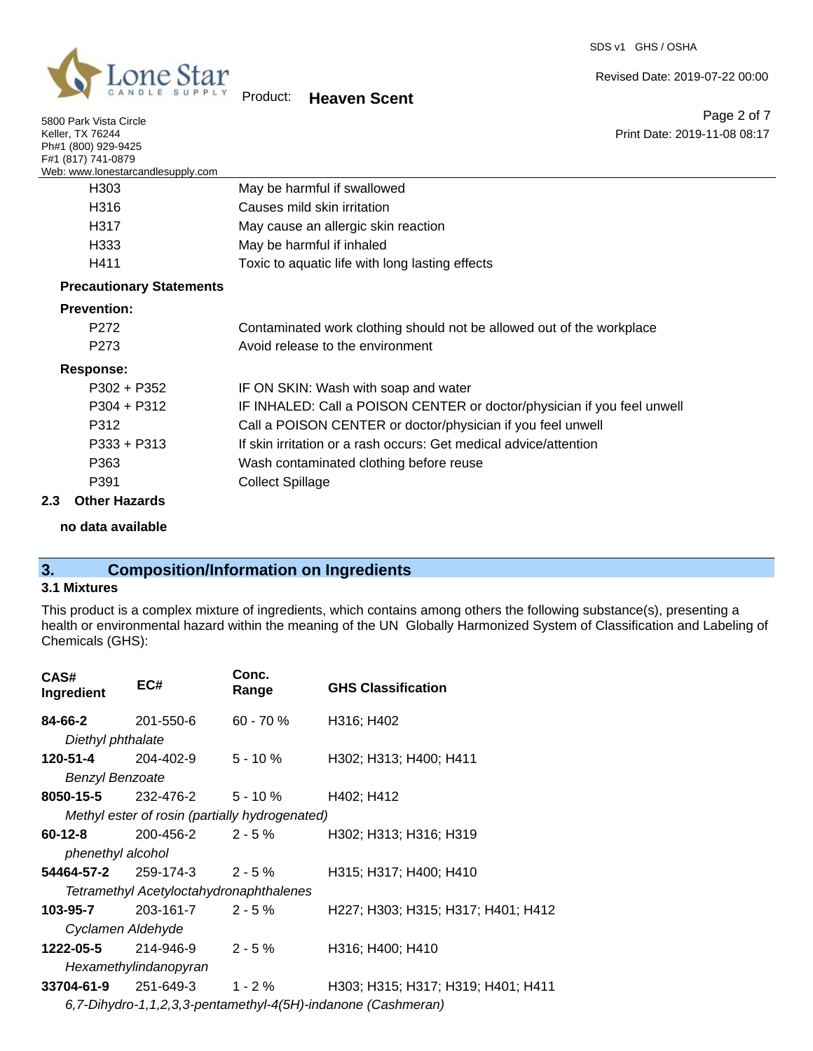| | |
|---|---|
| H303 | May be harmful if swallowed |
| H316 | Causes mild skin irritation |
| H317 | May cause an allergic skin reaction |
| H333 | May be harmful if inhaled |
| H411 | Toxic to aquatic life with long lasting effects |

**Precautionary Statements**

**Prevention:**

| | |
|---|---|
| P272 | Contaminated work clothing should not be allowed out of the workplace |
| P273 | Avoid release to the environment |

**Response:**

| | |
|---|---|
| P302 + P352 | IF ON SKIN: Wash with soap and water |
| P304 + P312 | IF INHALED: Call a POISON CENTER or doctor/physician if you feel unwell |
| P312 | Call a POISON CENTER or doctor/physician if you feel unwell |
| P333 + P313 | If skin irritation or a rash occurs: Get medical advice/attention |
| P363 | Wash contaminated clothing before reuse |
| P391 | Collect Spillage |

### 2.3 Other Hazards

**no data available**

## 3. Composition/Information on Ingredients

### 3.1 Mixtures

This product is a complex mixture of ingredients, which contains among others the following substance(s), presenting a health or environmental hazard within the meaning of the UN Globally Harmonized System of Classification and Labeling of Chemicals (GHS):

| CAS# Ingredient | EC# | Conc. Range | GHS Classification |
|---|---|---|---|
| **84-66-2** *Diethyl phthalate* | 201-550-6 | 60 - 70 % | H316; H402 |
| **120-51-4** *Benzyl Benzoate* | 204-402-9 | 5 - 10 % | H302; H313; H400; H411 |
| **8050-15-5** *Methyl ester of rosin (partially hydrogenated)* | 232-476-2 | 5 - 10 % | H402; H412 |
| **60-12-8** *phenethyl alcohol* | 200-456-2 | 2 - 5 % | H302; H313; H316; H319 |
| **54464-57-2** *Tetramethyl Acetyloctahydronaphthalenes* | 259-174-3 | 2 - 5 % | H315; H317; H400; H410 |
| **103-95-7** *Cyclamen Aldehyde* | 203-161-7 | 2 - 5 % | H227; H303; H315; H317; H401; H412 |
| **1222-05-5** *Hexamethylindanopyran* | 214-946-9 | 2 - 5 % | H316; H400; H410 |
| **33704-61-9** *6,7-Dihydro-1,1,2,3,3-pentamethyl-4(5H)-indanone (Cashmeran)* | 251-649-3 | 1 - 2 % | H303; H315; H317; H319; H401; H411 |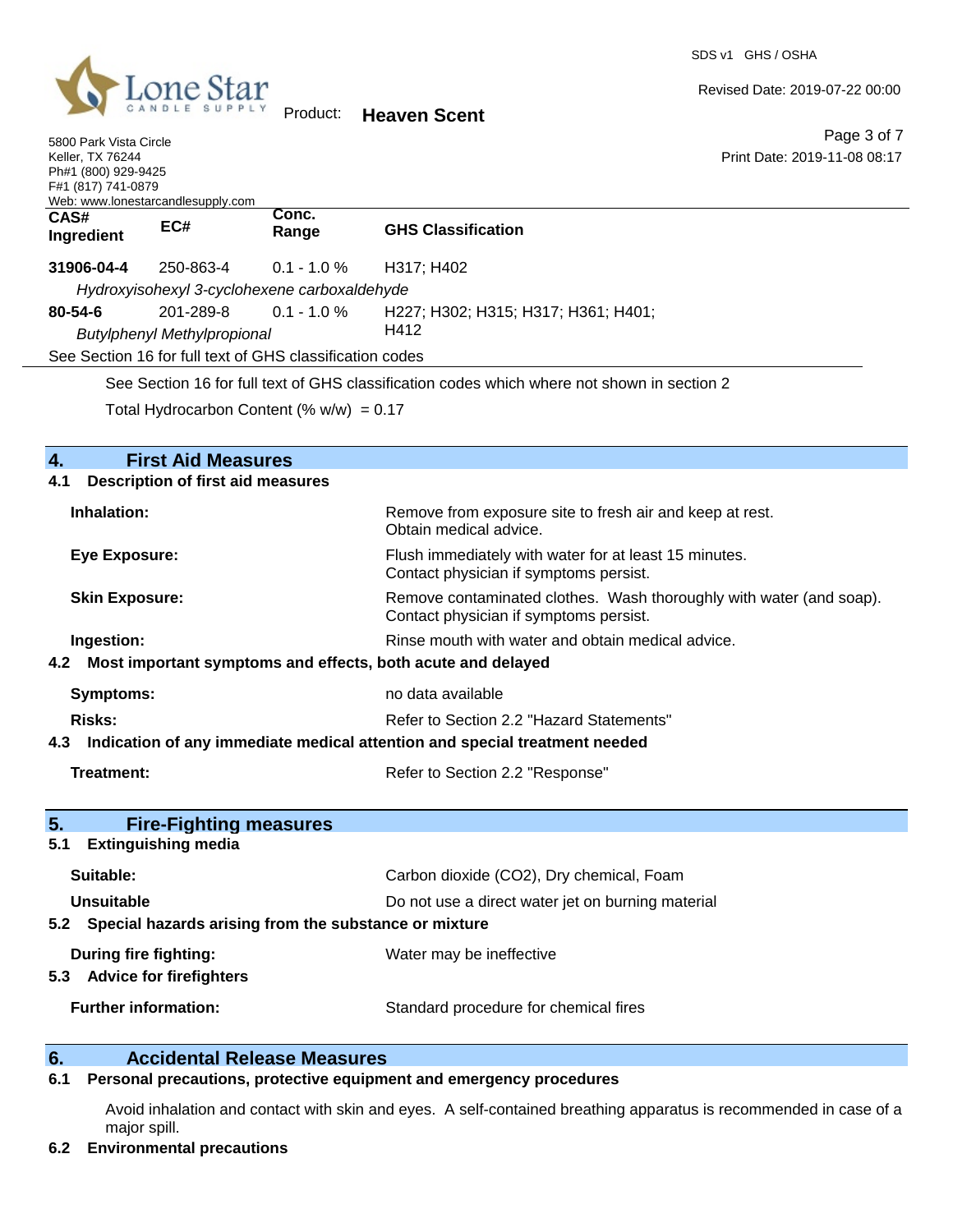| CAS# Ingredient | EC# | Conc. Range | GHS Classification |
|---|---|---|---|
| 31906-04-4 | 250-863-4 | 0.1 - 1.0 % | H317; H402 |
| *Hydroxyisohexyl 3-cyclohexene carboxaldehyde* | | | |
| 80-54-6 | 201-289-8 | 0.1 - 1.0 % | H227; H302; H315; H317; H361; H401; H412 |
| *Butylphenyl Methylpropional* | | | |

See Section 16 for full text of GHS classification codes

See Section 16 for full text of GHS classification codes which where not shown in section 2

Total Hydrocarbon Content (% w/w) = 0.17

## 4. First Aid Measures

### 4.1 Description of first aid measures

**Inhalation:** Remove from exposure site to fresh air and keep at rest. Obtain medical advice.

**Eye Exposure:** Flush immediately with water for at least 15 minutes. Contact physician if symptoms persist.

**Skin Exposure:** Remove contaminated clothes. Wash thoroughly with water (and soap). Contact physician if symptoms persist.

**Ingestion:** Rinse mouth with water and obtain medical advice.

### 4.2 Most important symptoms and effects, both acute and delayed

**Symptoms:** no data available

**Risks:** Refer to Section 2.2 "Hazard Statements"

### 4.3 Indication of any immediate medical attention and special treatment needed

**Treatment:** Refer to Section 2.2 "Response"

## 5. Fire-Fighting measures

### 5.1 Extinguishing media

**Suitable:** Carbon dioxide ($CO_2$), Dry chemical, Foam

**Unsuitable** Do not use a direct water jet on burning material

### 5.2 Special hazards arising from the substance or mixture

**During fire fighting:** Water may be ineffective

### 5.3 Advice for firefighters

**Further information:** Standard procedure for chemical fires

## 6. Accidental Release Measures

### 6.1 Personal precautions, protective equipment and emergency procedures

Avoid inhalation and contact with skin and eyes. A self-contained breathing apparatus is recommended in case of a major spill.

### 6.2 Environmental precautions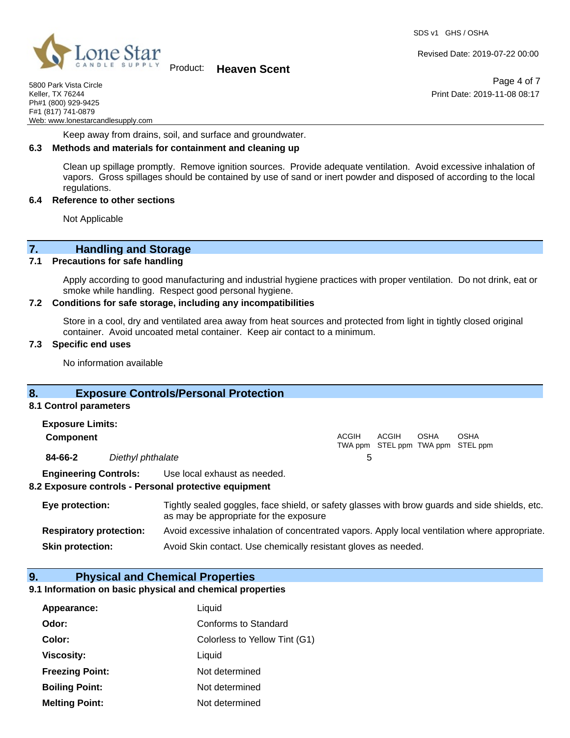Keep away from drains, soil, and surface and groundwater.

### 6.3 Methods and materials for containment and cleaning up

Clean up spillage promptly. Remove ignition sources. Provide adequate ventilation. Avoid excessive inhalation of vapors. Gross spillages should be contained by use of sand or inert powder and disposed of according to the local regulations.

### 6.4 Reference to other sections

Not Applicable

## 7. Handling and Storage

### 7.1 Precautions for safe handling

Apply according to good manufacturing and industrial hygiene practices with proper ventilation. Do not drink, eat or smoke while handling. Respect good personal hygiene.

### 7.2 Conditions for safe storage, including any incompatibilities

Store in a cool, dry and ventilated area away from heat sources and protected from light in tightly closed original container. Avoid uncoated metal container. Keep air contact to a minimum.

### 7.3 Specific end uses

No information available

## 8. Exposure Controls/Personal Protection

### 8.1 Control parameters

**Exposure Limits:**

| **Component** | | ACGIH TWA ppm | ACGIH STEL ppm | OSHA TWA ppm | OSHA STEL ppm |
|---|---|---|---|---|---|
| **84-66-2** | *Diethyl phthalate* | 5 | | | |

**Engineering Controls:** Use local exhaust as needed.

### 8.2 Exposure controls - Personal protective equipment

**Eye protection:** Tightly sealed goggles, face shield, or safety glasses with brow guards and side shields, etc. as may be appropriate for the exposure

**Respiratory protection:** Avoid excessive inhalation of concentrated vapors. Apply local ventilation where appropriate.

**Skin protection:** Avoid Skin contact. Use chemically resistant gloves as needed.

## 9. Physical and Chemical Properties

### 9.1 Information on basic physical and chemical properties

**Appearance:** Liquid

**Odor:** Conforms to Standard

**Color:** Colorless to Yellow Tint (G1)

**Viscosity:** Liquid

**Freezing Point:** Not determined

**Boiling Point:** Not determined

**Melting Point:** Not determined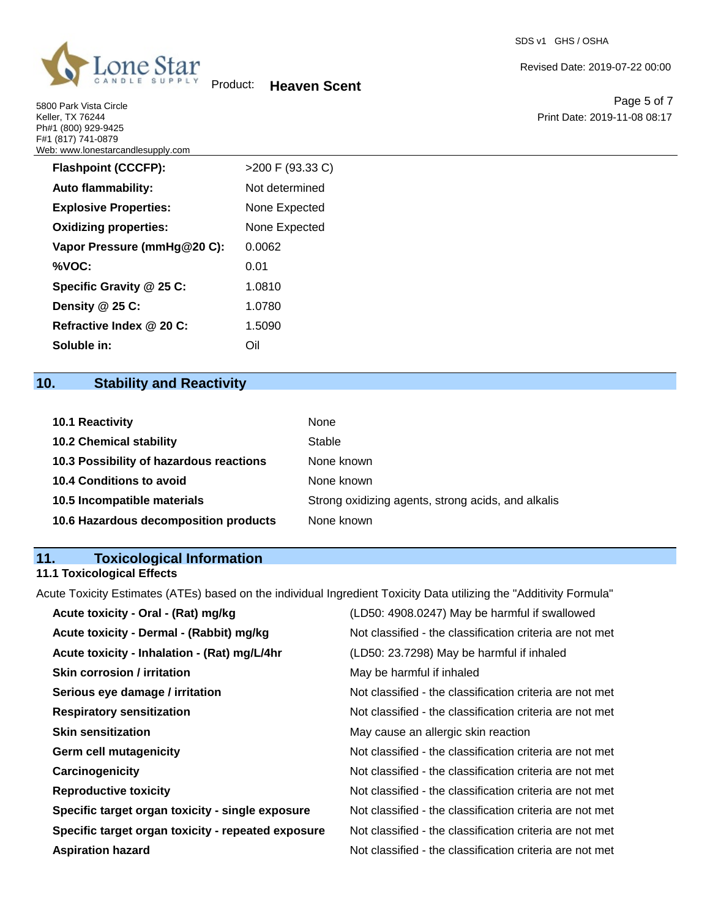| | |
|---|---|
| **Flashpoint (CCCFP):** | >200 F (93.33 C) |
| **Auto flammability:** | Not determined |
| **Explosive Properties:** | None Expected |
| **Oxidizing properties:** | None Expected |
| **Vapor Pressure (mmHg@20 C):** | 0.0062 |
| **%VOC:** | 0.01 |
| **Specific Gravity @ 25 C:** | 1.0810 |
| **Density @ 25 C:** | 1.0780 |
| **Refractive Index @ 20 C:** | 1.5090 |
| **Soluble in:** | Oil |

## 10. Stability and Reactivity

| | |
|---|---|
| **10.1 Reactivity** | None |
| **10.2 Chemical stability** | Stable |
| **10.3 Possibility of hazardous reactions** | None known |
| **10.4 Conditions to avoid** | None known |
| **10.5 Incompatible materials** | Strong oxidizing agents, strong acids, and alkalis |
| **10.6 Hazardous decomposition products** | None known |

## 11. Toxicological Information

### 11.1 Toxicological Effects

Acute Toxicity Estimates (ATEs) based on the individual Ingredient Toxicity Data utilizing the "Additivity Formula"

| | |
|---|---|
| **Acute toxicity - Oral - (Rat) mg/kg** | (LD50: 4908.0247) May be harmful if swallowed |
| **Acute toxicity - Dermal - (Rabbit) mg/kg** | Not classified - the classification criteria are not met |
| **Acute toxicity - Inhalation - (Rat) mg/L/4hr** | (LD50: 23.7298) May be harmful if inhaled |
| **Skin corrosion / irritation** | May be harmful if inhaled |
| **Serious eye damage / irritation** | Not classified - the classification criteria are not met |
| **Respiratory sensitization** | Not classified - the classification criteria are not met |
| **Skin sensitization** | May cause an allergic skin reaction |
| **Germ cell mutagenicity** | Not classified - the classification criteria are not met |
| **Carcinogenicity** | Not classified - the classification criteria are not met |
| **Reproductive toxicity** | Not classified - the classification criteria are not met |
| **Specific target organ toxicity - single exposure** | Not classified - the classification criteria are not met |
| **Specific target organ toxicity - repeated exposure** | Not classified - the classification criteria are not met |
| **Aspiration hazard** | Not classified - the classification criteria are not met |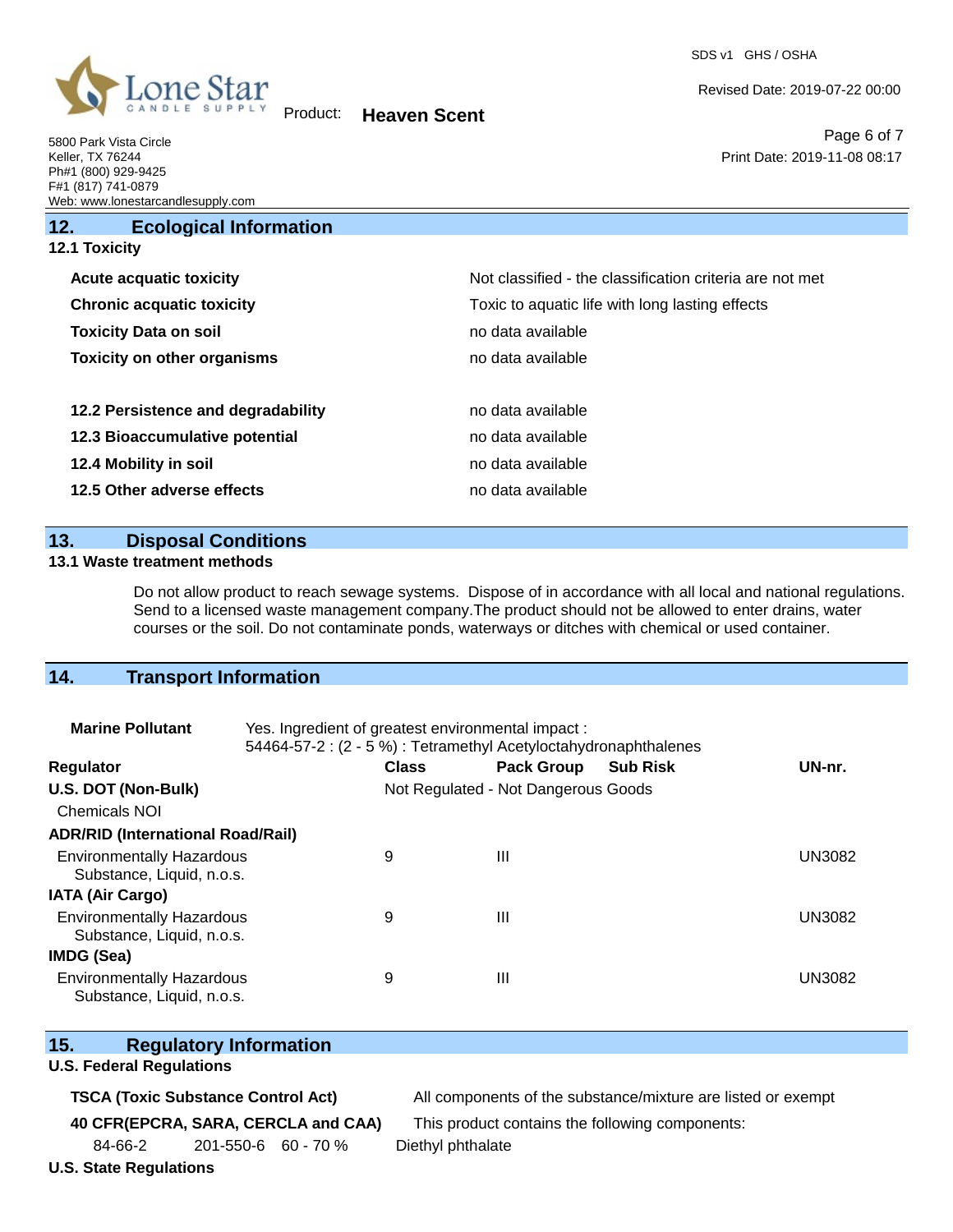## 12. Ecological Information

### 12.1 Toxicity

| | |
|---|---|
| **Acute acquatic toxicity** | Not classified - the classification criteria are not met |
| **Chronic acquatic toxicity** | Toxic to aquatic life with long lasting effects |
| **Toxicity Data on soil** | no data available |
| **Toxicity on other organisms** | no data available |

| | |
|---|---|
| **12.2 Persistence and degradability** | no data available |
| **12.3 Bioaccumulative potential** | no data available |
| **12.4 Mobility in soil** | no data available |
| **12.5 Other adverse effects** | no data available |

## 13. Disposal Conditions

### 13.1 Waste treatment methods

Do not allow product to reach sewage systems. Dispose of in accordance with all local and national regulations. Send to a licensed waste management company.The product should not be allowed to enter drains, water courses or the soil. Do not contaminate ponds, waterways or ditches with chemical or used container.

## 14. Transport Information

**Marine Pollutant** Yes. Ingredient of greatest environmental impact :
54464-57-2 : (2 - 5 %) : Tetramethyl Acetyloctahydronaphthalenes

| Regulator | Class | Pack Group | Sub Risk | UN-nr. |
|---|---|---|---|---|
| **U.S. DOT (Non-Bulk)** | Not Regulated - Not Dangerous Goods | | | |
| Chemicals NOI | | | | |
| **ADR/RID (International Road/Rail)** | | | | |
| Environmentally Hazardous Substance, Liquid, n.o.s. | 9 | III | | UN3082 |
| **IATA (Air Cargo)** | | | | |
| Environmentally Hazardous Substance, Liquid, n.o.s. | 9 | III | | UN3082 |
| **IMDG (Sea)** | | | | |
| Environmentally Hazardous Substance, Liquid, n.o.s. | 9 | III | | UN3082 |

## 15. Regulatory Information

### U.S. Federal Regulations

**TSCA (Toxic Substance Control Act)** All components of the substance/mixture are listed or exempt

**40 CFR(EPCRA, SARA, CERCLA and CAA)** This product contains the following components:

| | | | |
|---|---|---|---|
| 84-66-2 | 201-550-6 | 60 - 70 % | Diethyl phthalate |

### U.S. State Regulations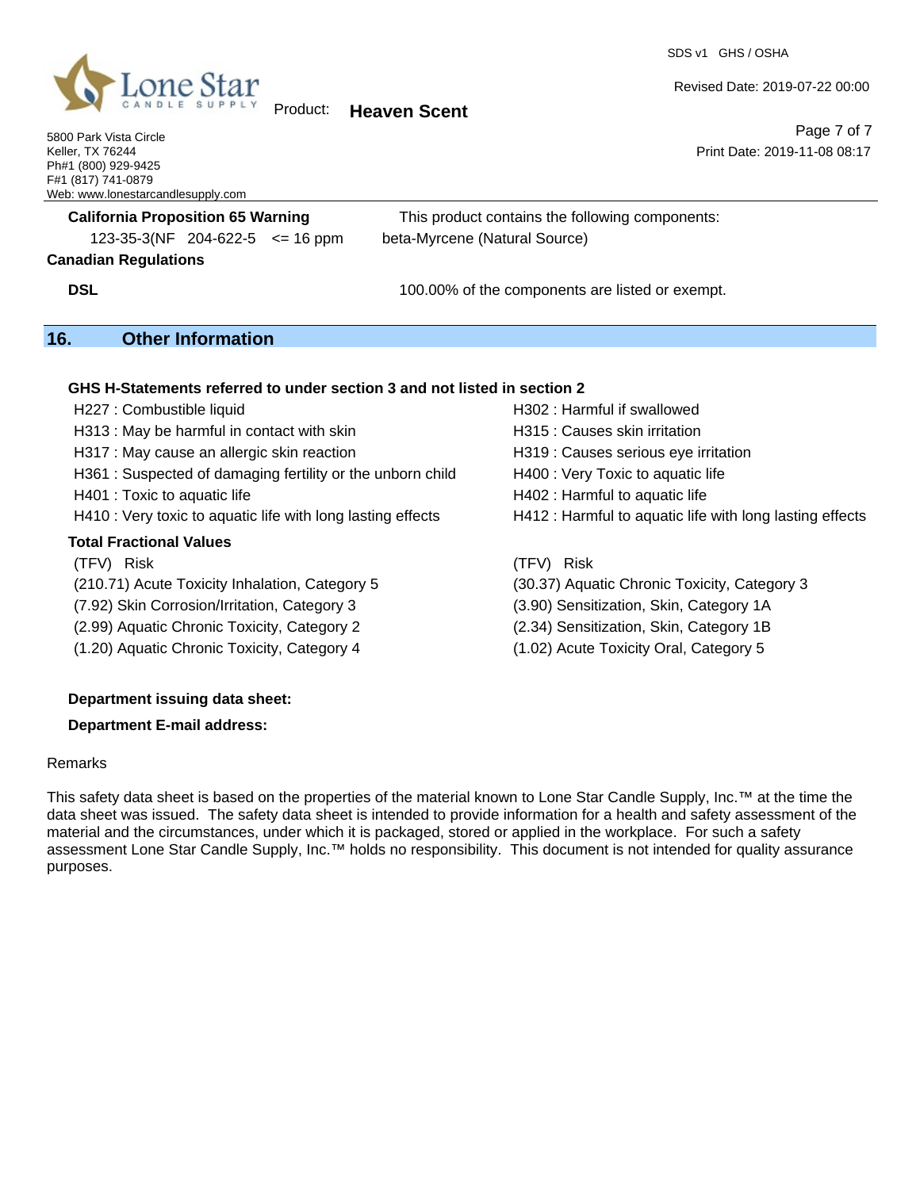**California Proposition 65 Warning** This product contains the following components:

123-35-3(NF 204-622-5 <= 16 ppm beta-Myrcene (Natural Source)

**Canadian Regulations**

**DSL** 100.00% of the components are listed or exempt.

## 16. Other Information

**GHS H-Statements referred to under section 3 and not listed in section 2**

| | |
|---|---|
| H227 : Combustible liquid | H302 : Harmful if swallowed |
| H313 : May be harmful in contact with skin | H315 : Causes skin irritation |
| H317 : May cause an allergic skin reaction | H319 : Causes serious eye irritation |
| H361 : Suspected of damaging fertility or the unborn child | H400 : Very Toxic to aquatic life |
| H401 : Toxic to aquatic life | H402 : Harmful to aquatic life |
| H410 : Very toxic to aquatic life with long lasting effects | H412 : Harmful to aquatic life with long lasting effects |

**Total Fractional Values**

| (TFV) Risk | (TFV) Risk |
|---|---|
| (210.71) Acute Toxicity Inhalation, Category 5 | (30.37) Aquatic Chronic Toxicity, Category 3 |
| (7.92) Skin Corrosion/Irritation, Category 3 | (3.90) Sensitization, Skin, Category 1A |
| (2.99) Aquatic Chronic Toxicity, Category 2 | (2.34) Sensitization, Skin, Category 1B |
| (1.20) Aquatic Chronic Toxicity, Category 4 | (1.02) Acute Toxicity Oral, Category 5 |

**Department issuing data sheet:**

**Department E-mail address:**

Remarks

This safety data sheet is based on the properties of the material known to Lone Star Candle Supply, Inc.™ at the time the data sheet was issued. The safety data sheet is intended to provide information for a health and safety assessment of the material and the circumstances, under which it is packaged, stored or applied in the workplace. For such a safety assessment Lone Star Candle Supply, Inc.™ holds no responsibility. This document is not intended for quality assurance purposes.